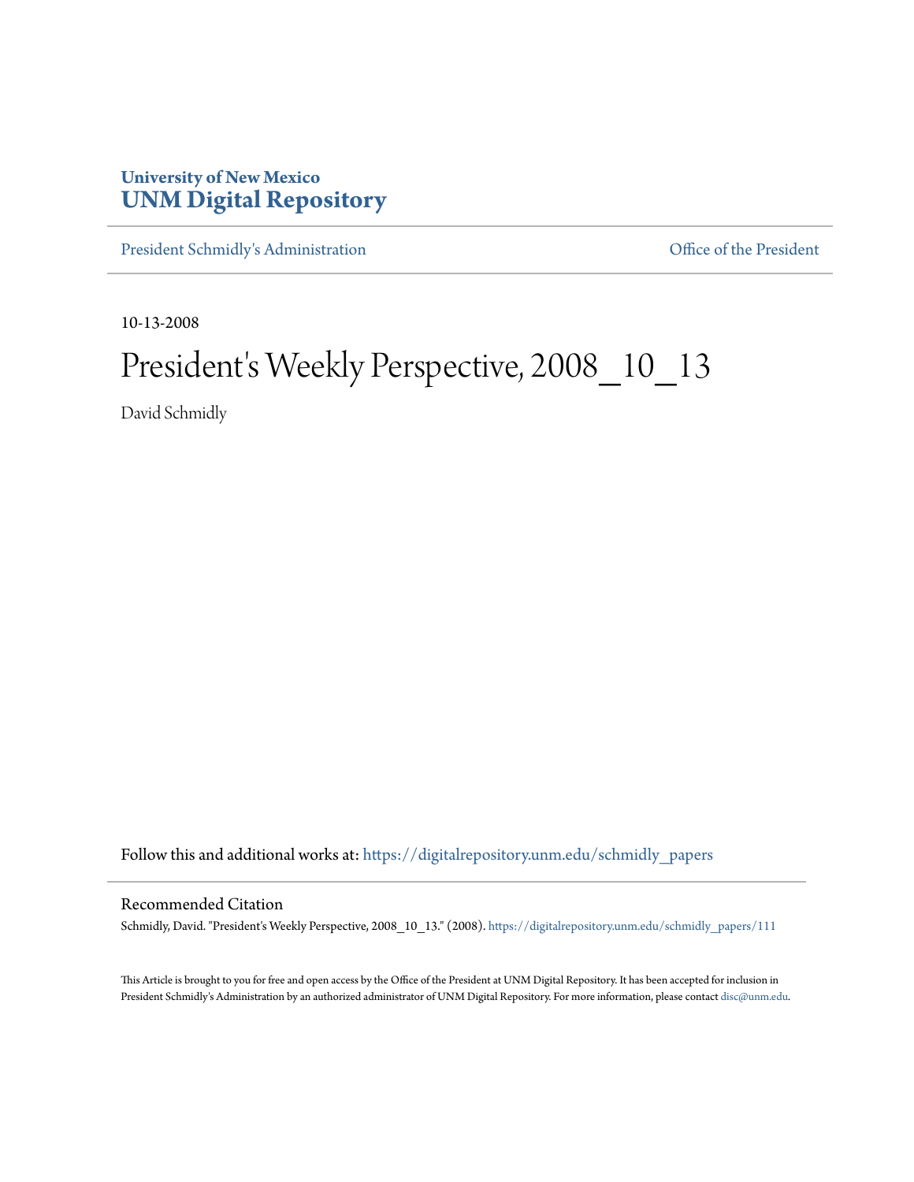University of New Mexico
**UNM Digital Repository**

President Schmidly's Administration | Office of the President

10-13-2008

# President's Weekly Perspective, 2008_10_13

David Schmidly

Follow this and additional works at: https://digitalrepository.unm.edu/schmidly_papers

## Recommended Citation

Schmidly, David. "President's Weekly Perspective, 2008_10_13." (2008). https://digitalrepository.unm.edu/schmidly_papers/111

This Article is brought to you for free and open access by the Office of the President at UNM Digital Repository. It has been accepted for inclusion in President Schmidly's Administration by an authorized administrator of UNM Digital Repository. For more information, please contact disc@unm.edu.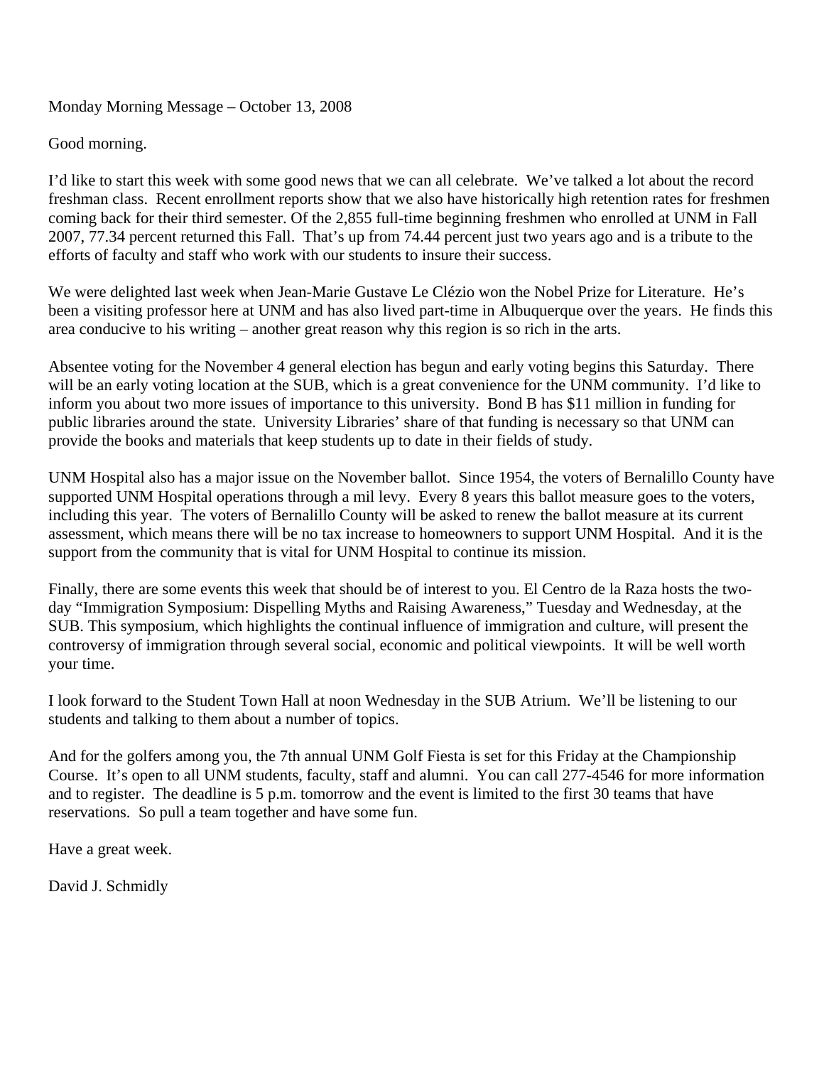Monday Morning Message – October 13, 2008

Good morning.

I'd like to start this week with some good news that we can all celebrate. We've talked a lot about the record freshman class. Recent enrollment reports show that we also have historically high retention rates for freshmen coming back for their third semester. Of the 2,855 full-time beginning freshmen who enrolled at UNM in Fall 2007, 77.34 percent returned this Fall. That's up from 74.44 percent just two years ago and is a tribute to the efforts of faculty and staff who work with our students to insure their success.

We were delighted last week when Jean-Marie Gustave Le Clézio won the Nobel Prize for Literature. He's been a visiting professor here at UNM and has also lived part-time in Albuquerque over the years. He finds this area conducive to his writing – another great reason why this region is so rich in the arts.

Absentee voting for the November 4 general election has begun and early voting begins this Saturday. There will be an early voting location at the SUB, which is a great convenience for the UNM community. I'd like to inform you about two more issues of importance to this university. Bond B has $11 million in funding for public libraries around the state. University Libraries' share of that funding is necessary so that UNM can provide the books and materials that keep students up to date in their fields of study.

UNM Hospital also has a major issue on the November ballot. Since 1954, the voters of Bernalillo County have supported UNM Hospital operations through a mil levy. Every 8 years this ballot measure goes to the voters, including this year. The voters of Bernalillo County will be asked to renew the ballot measure at its current assessment, which means there will be no tax increase to homeowners to support UNM Hospital. And it is the support from the community that is vital for UNM Hospital to continue its mission.

Finally, there are some events this week that should be of interest to you. El Centro de la Raza hosts the two-day "Immigration Symposium: Dispelling Myths and Raising Awareness," Tuesday and Wednesday, at the SUB. This symposium, which highlights the continual influence of immigration and culture, will present the controversy of immigration through several social, economic and political viewpoints. It will be well worth your time.

I look forward to the Student Town Hall at noon Wednesday in the SUB Atrium. We'll be listening to our students and talking to them about a number of topics.

And for the golfers among you, the 7th annual UNM Golf Fiesta is set for this Friday at the Championship Course. It's open to all UNM students, faculty, staff and alumni. You can call 277-4546 for more information and to register. The deadline is 5 p.m. tomorrow and the event is limited to the first 30 teams that have reservations. So pull a team together and have some fun.

Have a great week.

David J. Schmidly